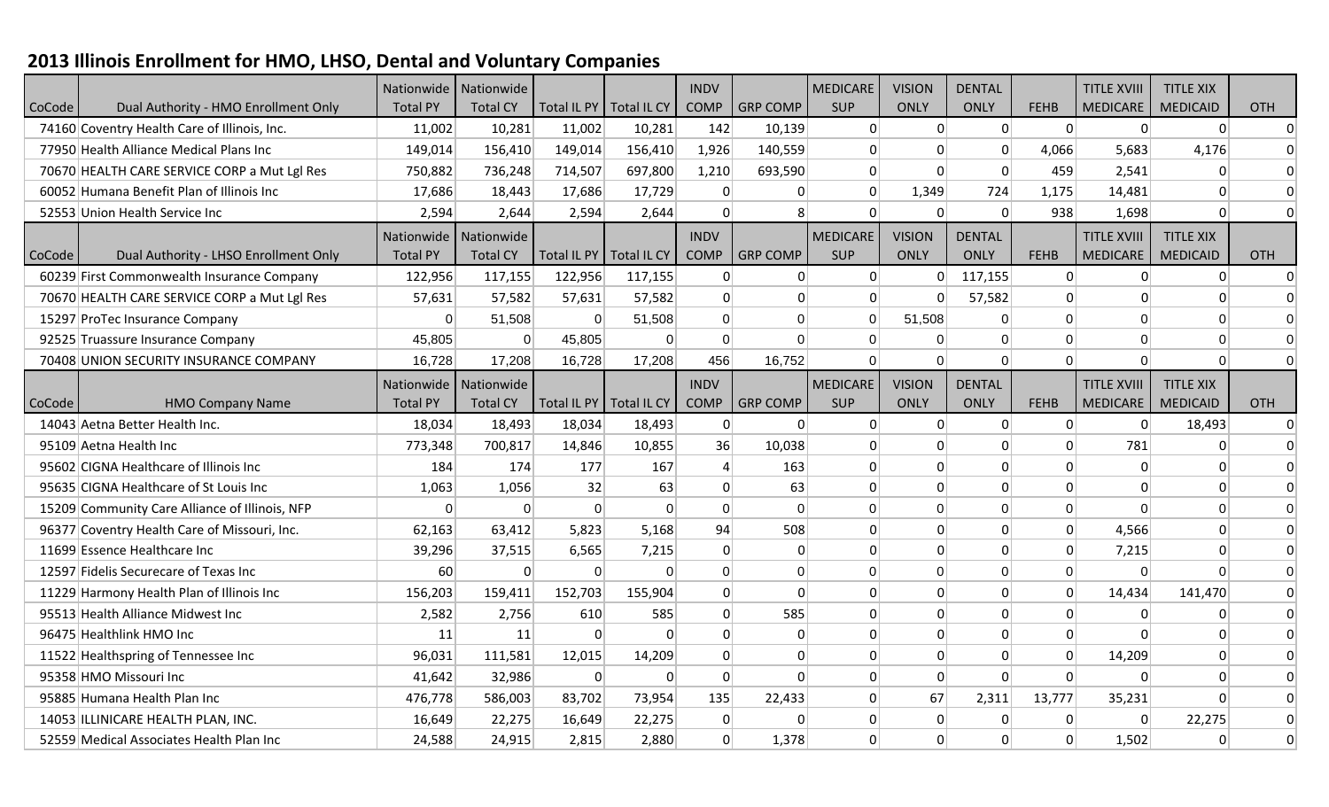# 2013 Illinois Enrollment for HMO, LHSO, Dental and Voluntary Companies

| CoCode | Dual Authority - HMO Enrollment Only | Nationwide Total PY | Nationwide Total CY | Total IL PY | Total IL CY | INDV COMP | GRP COMP | MEDICARE SUP | VISION ONLY | DENTAL ONLY | FEHB | TITLE XVIII MEDICARE | TITLE XIX MEDICAID | OTH |
|---|---|---|---|---|---|---|---|---|---|---|---|---|---|---|
| 74160 | Coventry Health Care of Illinois, Inc. | 11,002 | 10,281 | 11,002 | 10,281 | 142 | 10,139 | 0 | 0 | 0 | 0 | 0 | 0 | 0 |
| 77950 | Health Alliance Medical Plans Inc | 149,014 | 156,410 | 149,014 | 156,410 | 1,926 | 140,559 | 0 | 0 | 0 | 4,066 | 5,683 | 4,176 | 0 |
| 70670 | HEALTH CARE SERVICE CORP a Mut Lgl Res | 750,882 | 736,248 | 714,507 | 697,800 | 1,210 | 693,590 | 0 | 0 | 0 | 459 | 2,541 | 0 | 0 |
| 60052 | Humana Benefit Plan of Illinois Inc | 17,686 | 18,443 | 17,686 | 17,729 | 0 | 0 | 0 | 1,349 | 724 | 1,175 | 14,481 | 0 | 0 |
| 52553 | Union Health Service Inc | 2,594 | 2,644 | 2,594 | 2,644 | 0 | 8 | 0 | 0 | 0 | 938 | 1,698 | 0 | 0 |
| **CoCode** | **Dual Authority - LHSO Enrollment Only** | **Nationwide Total PY** | **Nationwide Total CY** | **Total IL PY** | **Total IL CY** | **INDV COMP** | **GRP COMP** | **MEDICARE SUP** | **VISION ONLY** | **DENTAL ONLY** | **FEHB** | **TITLE XVIII MEDICARE** | **TITLE XIX MEDICAID** | **OTH** |
| 60239 | First Commonwealth Insurance Company | 122,956 | 117,155 | 122,956 | 117,155 | 0 | 0 | 0 | 0 | 117,155 | 0 | 0 | 0 | 0 |
| 70670 | HEALTH CARE SERVICE CORP a Mut Lgl Res | 57,631 | 57,582 | 57,631 | 57,582 | 0 | 0 | 0 | 0 | 57,582 | 0 | 0 | 0 | 0 |
| 15297 | ProTec Insurance Company | 0 | 51,508 | 0 | 51,508 | 0 | 0 | 0 | 51,508 | 0 | 0 | 0 | 0 | 0 |
| 92525 | Truassure Insurance Company | 45,805 | 0 | 45,805 | 0 | 0 | 0 | 0 | 0 | 0 | 0 | 0 | 0 | 0 |
| 70408 | UNION SECURITY INSURANCE COMPANY | 16,728 | 17,208 | 16,728 | 17,208 | 456 | 16,752 | 0 | 0 | 0 | 0 | 0 | 0 | 0 |
| **CoCode** | **HMO Company Name** | **Nationwide Total PY** | **Nationwide Total CY** | **Total IL PY** | **Total IL CY** | **INDV COMP** | **GRP COMP** | **MEDICARE SUP** | **VISION ONLY** | **DENTAL ONLY** | **FEHB** | **TITLE XVIII MEDICARE** | **TITLE XIX MEDICAID** | **OTH** |
| 14043 | Aetna Better Health Inc. | 18,034 | 18,493 | 18,034 | 18,493 | 0 | 0 | 0 | 0 | 0 | 0 | 0 | 18,493 | 0 |
| 95109 | Aetna Health Inc | 773,348 | 700,817 | 14,846 | 10,855 | 36 | 10,038 | 0 | 0 | 0 | 0 | 781 | 0 | 0 |
| 95602 | CIGNA Healthcare of Illinois Inc | 184 | 174 | 177 | 167 | 4 | 163 | 0 | 0 | 0 | 0 | 0 | 0 | 0 |
| 95635 | CIGNA Healthcare of St Louis Inc | 1,063 | 1,056 | 32 | 63 | 0 | 63 | 0 | 0 | 0 | 0 | 0 | 0 | 0 |
| 15209 | Community Care Alliance of Illinois, NFP | 0 | 0 | 0 | 0 | 0 | 0 | 0 | 0 | 0 | 0 | 0 | 0 | 0 |
| 96377 | Coventry Health Care of Missouri, Inc. | 62,163 | 63,412 | 5,823 | 5,168 | 94 | 508 | 0 | 0 | 0 | 0 | 4,566 | 0 | 0 |
| 11699 | Essence Healthcare Inc | 39,296 | 37,515 | 6,565 | 7,215 | 0 | 0 | 0 | 0 | 0 | 0 | 7,215 | 0 | 0 |
| 12597 | Fidelis Securecare of Texas Inc | 60 | 0 | 0 | 0 | 0 | 0 | 0 | 0 | 0 | 0 | 0 | 0 | 0 |
| 11229 | Harmony Health Plan of Illinois Inc | 156,203 | 159,411 | 152,703 | 155,904 | 0 | 0 | 0 | 0 | 0 | 0 | 14,434 | 141,470 | 0 |
| 95513 | Health Alliance Midwest Inc | 2,582 | 2,756 | 610 | 585 | 0 | 585 | 0 | 0 | 0 | 0 | 0 | 0 | 0 |
| 96475 | Healthlink HMO Inc | 11 | 11 | 0 | 0 | 0 | 0 | 0 | 0 | 0 | 0 | 0 | 0 | 0 |
| 11522 | Healthspring of Tennessee Inc | 96,031 | 111,581 | 12,015 | 14,209 | 0 | 0 | 0 | 0 | 0 | 0 | 14,209 | 0 | 0 |
| 95358 | HMO Missouri Inc | 41,642 | 32,986 | 0 | 0 | 0 | 0 | 0 | 0 | 0 | 0 | 0 | 0 | 0 |
| 95885 | Humana Health Plan Inc | 476,778 | 586,003 | 83,702 | 73,954 | 135 | 22,433 | 0 | 67 | 2,311 | 13,777 | 35,231 | 0 | 0 |
| 14053 | ILLINICARE HEALTH PLAN, INC. | 16,649 | 22,275 | 16,649 | 22,275 | 0 | 0 | 0 | 0 | 0 | 0 | 0 | 22,275 | 0 |
| 52559 | Medical Associates Health Plan Inc | 24,588 | 24,915 | 2,815 | 2,880 | 0 | 1,378 | 0 | 0 | 0 | 0 | 1,502 | 0 | 0 |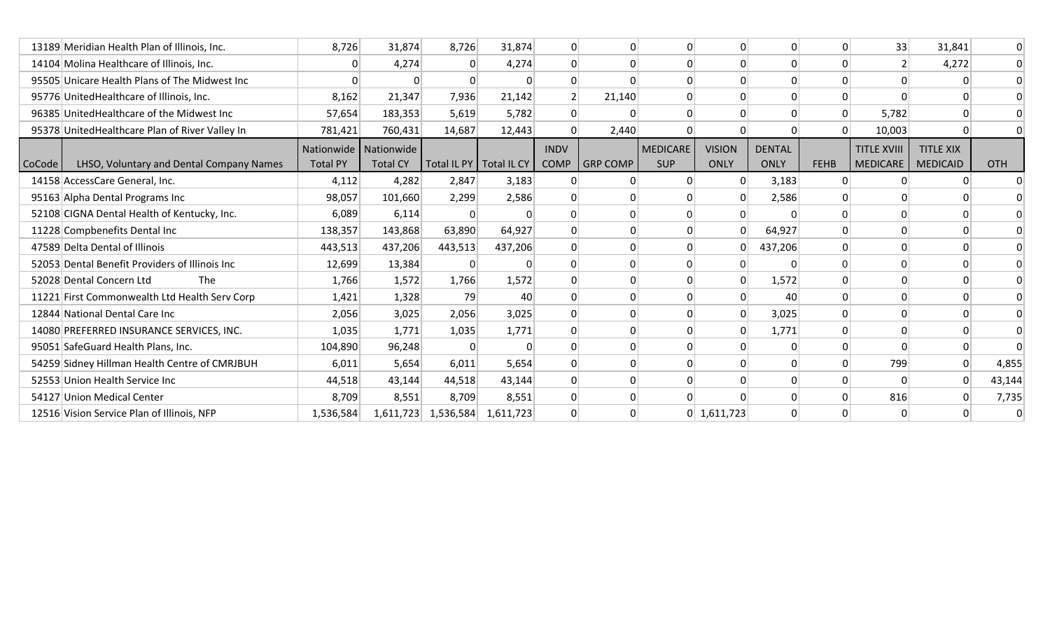| | | | | | | | | | | | | | | |
|---|---|---|---|---|---|---|---|---|---|---|---|---|---|---|
| 13189 | Meridian Health Plan of Illinois, Inc. | 8,726 | 31,874 | 8,726 | 31,874 | 0 | 0 | 0 | 0 | 0 | 0 | 33 | 31,841 | 0 |
| 14104 | Molina Healthcare of Illinois, Inc. | 0 | 4,274 | 0 | 4,274 | 0 | 0 | 0 | 0 | 0 | 0 | 2 | 4,272 | 0 |
| 95505 | Unicare Health Plans of The Midwest Inc | 0 | 0 | 0 | 0 | 0 | 0 | 0 | 0 | 0 | 0 | 0 | 0 | 0 |
| 95776 | UnitedHealthcare of Illinois, Inc. | 8,162 | 21,347 | 7,936 | 21,142 | 2 | 21,140 | 0 | 0 | 0 | 0 | 0 | 0 | 0 |
| 96385 | UnitedHealthcare of the Midwest Inc | 57,654 | 183,353 | 5,619 | 5,782 | 0 | 0 | 0 | 0 | 0 | 0 | 5,782 | 0 | 0 |
| 95378 | UnitedHealthcare Plan of River Valley In | 781,421 | 760,431 | 14,687 | 12,443 | 0 | 2,440 | 0 | 0 | 0 | 0 | 10,003 | 0 | 0 |
| CoCode | LHSO, Voluntary and Dental Company Names | Nationwide Total PY | Nationwide Total CY | Total IL PY | Total IL CY | INDV COMP | GRP COMP | MEDICARE SUP | VISION ONLY | DENTAL ONLY | FEHB | TITLE XVIII MEDICARE | TITLE XIX MEDICAID | OTH |
| 14158 | AccessCare General, Inc. | 4,112 | 4,282 | 2,847 | 3,183 | 0 | 0 | 0 | 0 | 3,183 | 0 | 0 | 0 | 0 |
| 95163 | Alpha Dental Programs Inc | 98,057 | 101,660 | 2,299 | 2,586 | 0 | 0 | 0 | 0 | 2,586 | 0 | 0 | 0 | 0 |
| 52108 | CIGNA Dental Health of Kentucky, Inc. | 6,089 | 6,114 | 0 | 0 | 0 | 0 | 0 | 0 | 0 | 0 | 0 | 0 | 0 |
| 11228 | Compbenefits Dental Inc | 138,357 | 143,868 | 63,890 | 64,927 | 0 | 0 | 0 | 0 | 64,927 | 0 | 0 | 0 | 0 |
| 47589 | Delta Dental of Illinois | 443,513 | 437,206 | 443,513 | 437,206 | 0 | 0 | 0 | 0 | 437,206 | 0 | 0 | 0 | 0 |
| 52053 | Dental Benefit Providers of Illinois Inc | 12,699 | 13,384 | 0 | 0 | 0 | 0 | 0 | 0 | 0 | 0 | 0 | 0 | 0 |
| 52028 | Dental Concern Ltd The | 1,766 | 1,572 | 1,766 | 1,572 | 0 | 0 | 0 | 0 | 1,572 | 0 | 0 | 0 | 0 |
| 11221 | First Commonwealth Ltd Health Serv Corp | 1,421 | 1,328 | 79 | 40 | 0 | 0 | 0 | 0 | 40 | 0 | 0 | 0 | 0 |
| 12844 | National Dental Care Inc | 2,056 | 3,025 | 2,056 | 3,025 | 0 | 0 | 0 | 0 | 3,025 | 0 | 0 | 0 | 0 |
| 14080 | PREFERRED INSURANCE SERVICES, INC. | 1,035 | 1,771 | 1,035 | 1,771 | 0 | 0 | 0 | 0 | 1,771 | 0 | 0 | 0 | 0 |
| 95051 | SafeGuard Health Plans, Inc. | 104,890 | 96,248 | 0 | 0 | 0 | 0 | 0 | 0 | 0 | 0 | 0 | 0 | 0 |
| 54259 | Sidney Hillman Health Centre of CMRJBUH | 6,011 | 5,654 | 6,011 | 5,654 | 0 | 0 | 0 | 0 | 0 | 0 | 799 | 0 | 4,855 |
| 52553 | Union Health Service Inc | 44,518 | 43,144 | 44,518 | 43,144 | 0 | 0 | 0 | 0 | 0 | 0 | 0 | 0 | 43,144 |
| 54127 | Union Medical Center | 8,709 | 8,551 | 8,709 | 8,551 | 0 | 0 | 0 | 0 | 0 | 0 | 816 | 0 | 7,735 |
| 12516 | Vision Service Plan of Illinois, NFP | 1,536,584 | 1,611,723 | 1,536,584 | 1,611,723 | 0 | 0 | 0 | 1,611,723 | 0 | 0 | 0 | 0 | 0 |